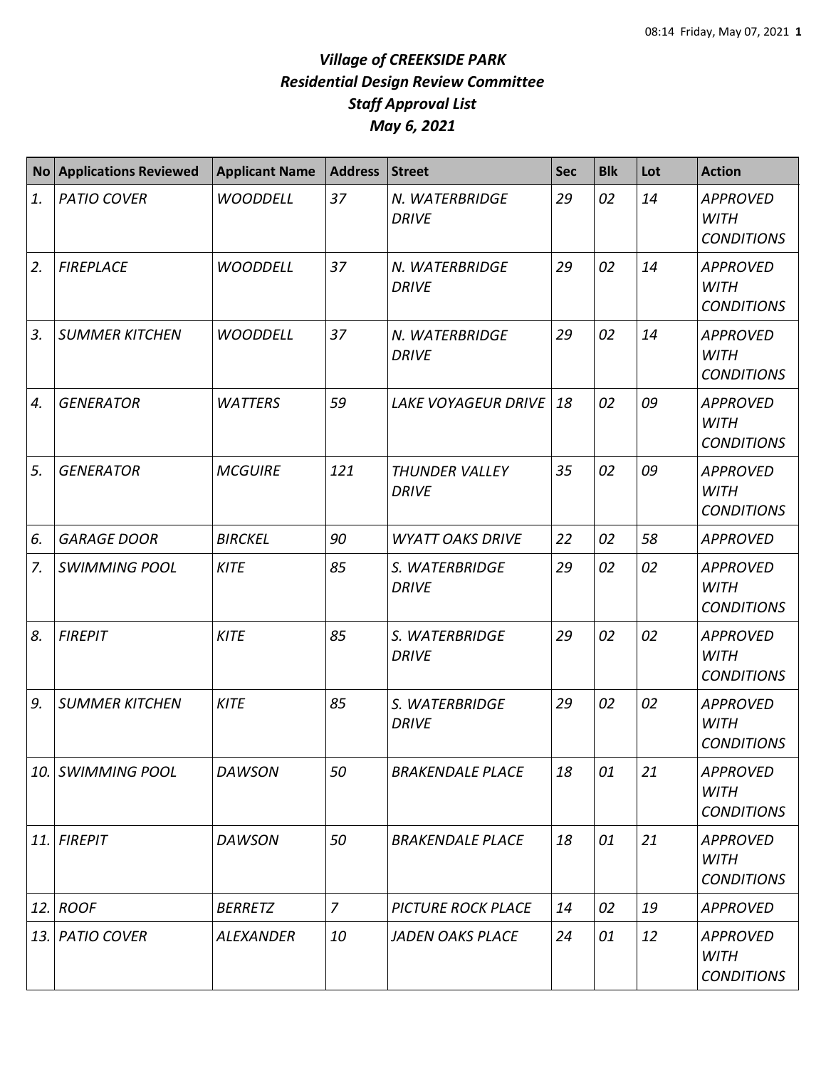# *Village of CREEKSIDE PARK*
## *Residential Design Review Committee*
## *Staff Approval List*
## *May 6, 2021*

| No | Applications Reviewed | Applicant Name | Address | Street | Sec | Blk | Lot | Action |
|---|---|---|---|---|---|---|---|---|
| *1.* | *PATIO COVER* | *WOODDELL* | *37* | *N. WATERBRIDGE DRIVE* | *29* | *02* | *14* | *APPROVED WITH CONDITIONS* |
| *2.* | *FIREPLACE* | *WOODDELL* | *37* | *N. WATERBRIDGE DRIVE* | *29* | *02* | *14* | *APPROVED WITH CONDITIONS* |
| *3.* | *SUMMER KITCHEN* | *WOODDELL* | *37* | *N. WATERBRIDGE DRIVE* | *29* | *02* | *14* | *APPROVED WITH CONDITIONS* |
| *4.* | *GENERATOR* | *WATTERS* | *59* | *LAKE VOYAGEUR DRIVE* | *18* | *02* | *09* | *APPROVED WITH CONDITIONS* |
| *5.* | *GENERATOR* | *MCGUIRE* | *121* | *THUNDER VALLEY DRIVE* | *35* | *02* | *09* | *APPROVED WITH CONDITIONS* |
| *6.* | *GARAGE DOOR* | *BIRCKEL* | *90* | *WYATT OAKS DRIVE* | *22* | *02* | *58* | *APPROVED* |
| *7.* | *SWIMMING POOL* | *KITE* | *85* | *S. WATERBRIDGE DRIVE* | *29* | *02* | *02* | *APPROVED WITH CONDITIONS* |
| *8.* | *FIREPIT* | *KITE* | *85* | *S. WATERBRIDGE DRIVE* | *29* | *02* | *02* | *APPROVED WITH CONDITIONS* |
| *9.* | *SUMMER KITCHEN* | *KITE* | *85* | *S. WATERBRIDGE DRIVE* | *29* | *02* | *02* | *APPROVED WITH CONDITIONS* |
| *10.* | *SWIMMING POOL* | *DAWSON* | *50* | *BRAKENDALE PLACE* | *18* | *01* | *21* | *APPROVED WITH CONDITIONS* |
| *11.* | *FIREPIT* | *DAWSON* | *50* | *BRAKENDALE PLACE* | *18* | *01* | *21* | *APPROVED WITH CONDITIONS* |
| *12.* | *ROOF* | *BERRETZ* | *7* | *PICTURE ROCK PLACE* | *14* | *02* | *19* | *APPROVED* |
| *13.* | *PATIO COVER* | *ALEXANDER* | *10* | *JADEN OAKS PLACE* | *24* | *01* | *12* | *APPROVED WITH CONDITIONS* |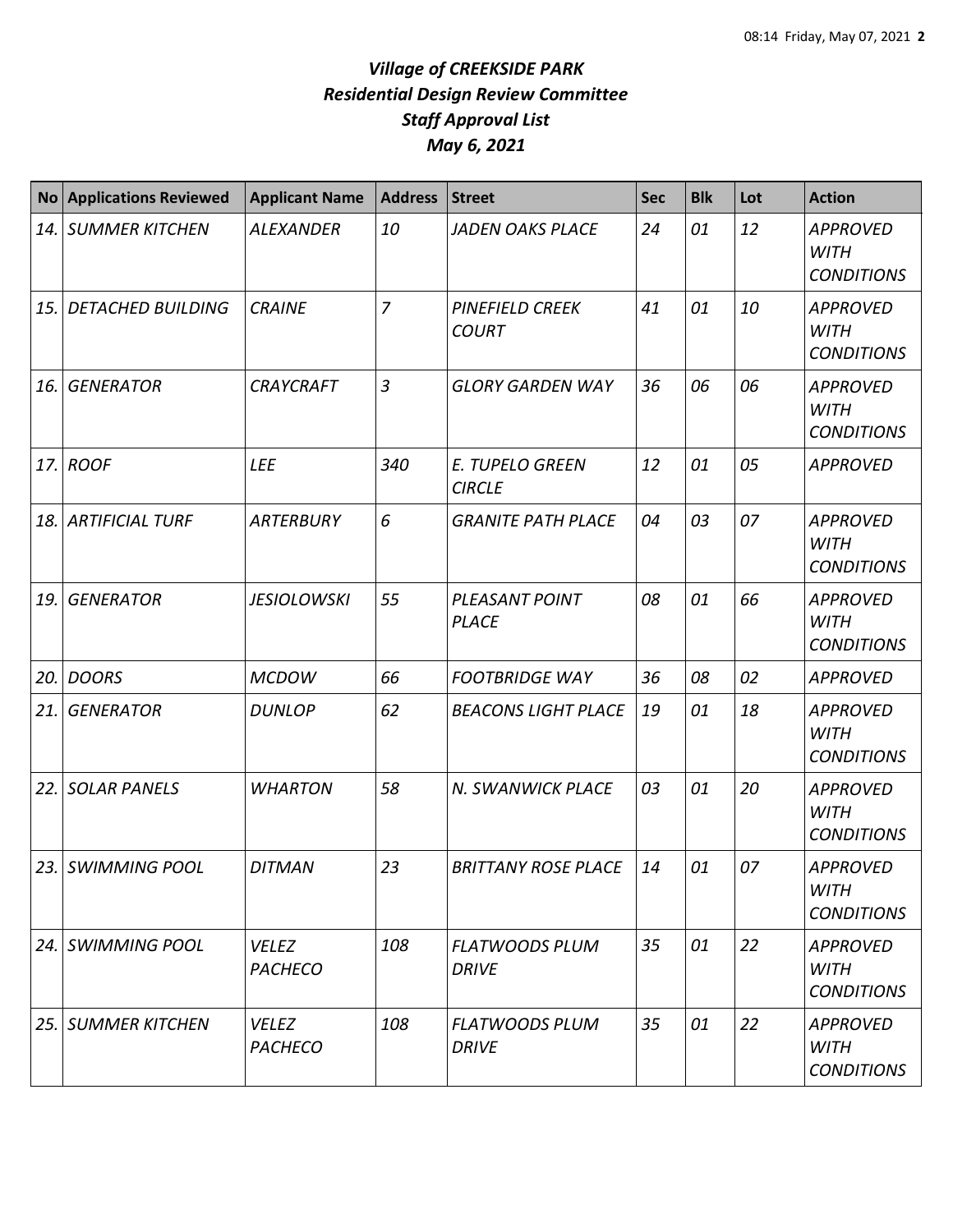# *Village of CREEKSIDE PARK*
# *Residential Design Review Committee*
# *Staff Approval List*
# *May 6, 2021*

| No | Applications Reviewed | Applicant Name | Address | Street | Sec | Blk | Lot | Action |
|---|---|---|---|---|---|---|---|---|
| *14.* | *SUMMER KITCHEN* | *ALEXANDER* | *10* | *JADEN OAKS PLACE* | *24* | *01* | *12* | *APPROVED WITH CONDITIONS* |
| *15.* | *DETACHED BUILDING* | *CRAINE* | *7* | *PINEFIELD CREEK COURT* | *41* | *01* | *10* | *APPROVED WITH CONDITIONS* |
| *16.* | *GENERATOR* | *CRAYCRAFT* | *3* | *GLORY GARDEN WAY* | *36* | *06* | *06* | *APPROVED WITH CONDITIONS* |
| *17.* | *ROOF* | *LEE* | *340* | *E. TUPELO GREEN CIRCLE* | *12* | *01* | *05* | *APPROVED* |
| *18.* | *ARTIFICIAL TURF* | *ARTERBURY* | *6* | *GRANITE PATH PLACE* | *04* | *03* | *07* | *APPROVED WITH CONDITIONS* |
| *19.* | *GENERATOR* | *JESIOLOWSKI* | *55* | *PLEASANT POINT PLACE* | *08* | *01* | *66* | *APPROVED WITH CONDITIONS* |
| *20.* | *DOORS* | *MCDOW* | *66* | *FOOTBRIDGE WAY* | *36* | *08* | *02* | *APPROVED* |
| *21.* | *GENERATOR* | *DUNLOP* | *62* | *BEACONS LIGHT PLACE* | *19* | *01* | *18* | *APPROVED WITH CONDITIONS* |
| *22.* | *SOLAR PANELS* | *WHARTON* | *58* | *N. SWANWICK PLACE* | *03* | *01* | *20* | *APPROVED WITH CONDITIONS* |
| *23.* | *SWIMMING POOL* | *DITMAN* | *23* | *BRITTANY ROSE PLACE* | *14* | *01* | *07* | *APPROVED WITH CONDITIONS* |
| *24.* | *SWIMMING POOL* | *VELEZ PACHECO* | *108* | *FLATWOODS PLUM DRIVE* | *35* | *01* | *22* | *APPROVED WITH CONDITIONS* |
| *25.* | *SUMMER KITCHEN* | *VELEZ PACHECO* | *108* | *FLATWOODS PLUM DRIVE* | *35* | *01* | *22* | *APPROVED WITH CONDITIONS* |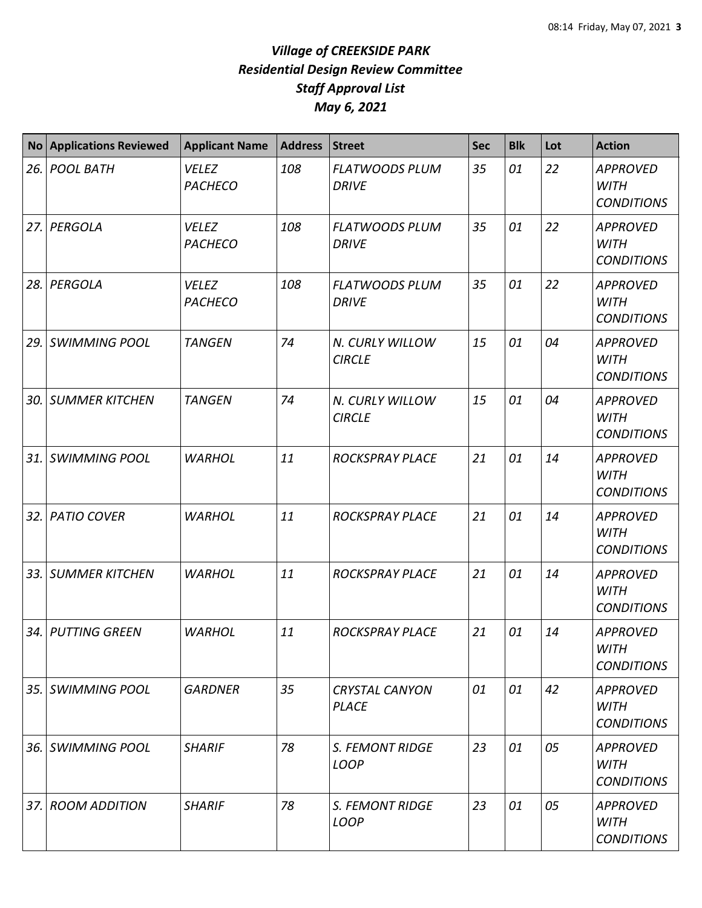# *Village of CREEKSIDE PARK*
## *Residential Design Review Committee*
## *Staff Approval List*
## *May 6, 2021*

| No | Applications Reviewed | Applicant Name | Address | Street | Sec | Blk | Lot | Action |
|---|---|---|---|---|---|---|---|---|
| 26. | POOL BATH | VELEZ PACHECO | 108 | FLATWOODS PLUM DRIVE | 35 | 01 | 22 | APPROVED WITH CONDITIONS |
| 27. | PERGOLA | VELEZ PACHECO | 108 | FLATWOODS PLUM DRIVE | 35 | 01 | 22 | APPROVED WITH CONDITIONS |
| 28. | PERGOLA | VELEZ PACHECO | 108 | FLATWOODS PLUM DRIVE | 35 | 01 | 22 | APPROVED WITH CONDITIONS |
| 29. | SWIMMING POOL | TANGEN | 74 | N. CURLY WILLOW CIRCLE | 15 | 01 | 04 | APPROVED WITH CONDITIONS |
| 30. | SUMMER KITCHEN | TANGEN | 74 | N. CURLY WILLOW CIRCLE | 15 | 01 | 04 | APPROVED WITH CONDITIONS |
| 31. | SWIMMING POOL | WARHOL | 11 | ROCKSPRAY PLACE | 21 | 01 | 14 | APPROVED WITH CONDITIONS |
| 32. | PATIO COVER | WARHOL | 11 | ROCKSPRAY PLACE | 21 | 01 | 14 | APPROVED WITH CONDITIONS |
| 33. | SUMMER KITCHEN | WARHOL | 11 | ROCKSPRAY PLACE | 21 | 01 | 14 | APPROVED WITH CONDITIONS |
| 34. | PUTTING GREEN | WARHOL | 11 | ROCKSPRAY PLACE | 21 | 01 | 14 | APPROVED WITH CONDITIONS |
| 35. | SWIMMING POOL | GARDNER | 35 | CRYSTAL CANYON PLACE | 01 | 01 | 42 | APPROVED WITH CONDITIONS |
| 36. | SWIMMING POOL | SHARIF | 78 | S. FEMONT RIDGE LOOP | 23 | 01 | 05 | APPROVED WITH CONDITIONS |
| 37. | ROOM ADDITION | SHARIF | 78 | S. FEMONT RIDGE LOOP | 23 | 01 | 05 | APPROVED WITH CONDITIONS |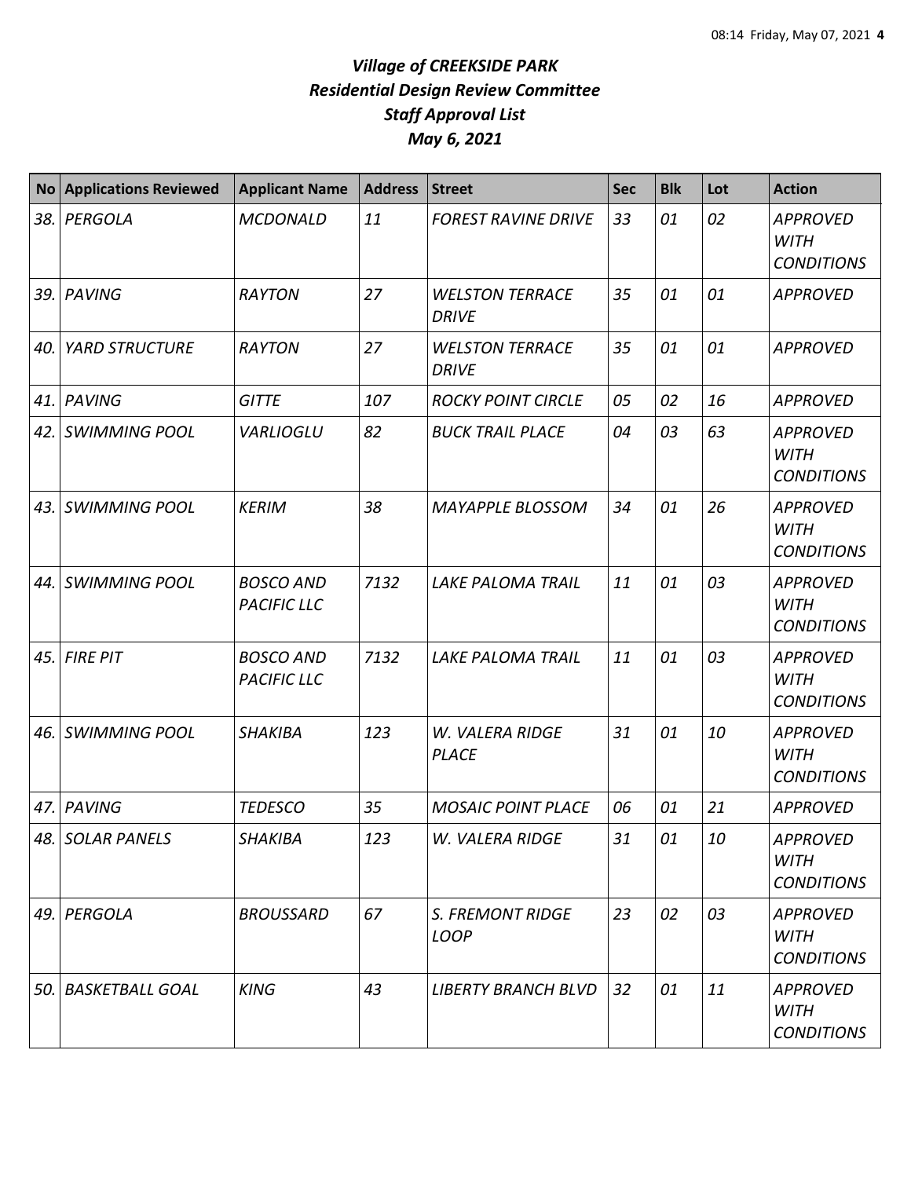# *Village of CREEKSIDE PARK*
## *Residential Design Review Committee*
## *Staff Approval List*
## *May 6, 2021*

| No | Applications Reviewed | Applicant Name | Address | Street | Sec | Blk | Lot | Action |
|---|---|---|---|---|---|---|---|---|
| *38.* | *PERGOLA* | *MCDONALD* | *11* | *FOREST RAVINE DRIVE* | *33* | *01* | *02* | *APPROVED WITH CONDITIONS* |
| *39.* | *PAVING* | *RAYTON* | *27* | *WELSTON TERRACE DRIVE* | *35* | *01* | *01* | *APPROVED* |
| *40.* | *YARD STRUCTURE* | *RAYTON* | *27* | *WELSTON TERRACE DRIVE* | *35* | *01* | *01* | *APPROVED* |
| *41.* | *PAVING* | *GITTE* | *107* | *ROCKY POINT CIRCLE* | *05* | *02* | *16* | *APPROVED* |
| *42.* | *SWIMMING POOL* | *VARLIOGLU* | *82* | *BUCK TRAIL PLACE* | *04* | *03* | *63* | *APPROVED WITH CONDITIONS* |
| *43.* | *SWIMMING POOL* | *KERIM* | *38* | *MAYAPPLE BLOSSOM* | *34* | *01* | *26* | *APPROVED WITH CONDITIONS* |
| *44.* | *SWIMMING POOL* | *BOSCO AND PACIFIC LLC* | *7132* | *LAKE PALOMA TRAIL* | *11* | *01* | *03* | *APPROVED WITH CONDITIONS* |
| *45.* | *FIRE PIT* | *BOSCO AND PACIFIC LLC* | *7132* | *LAKE PALOMA TRAIL* | *11* | *01* | *03* | *APPROVED WITH CONDITIONS* |
| *46.* | *SWIMMING POOL* | *SHAKIBA* | *123* | *W. VALERA RIDGE PLACE* | *31* | *01* | *10* | *APPROVED WITH CONDITIONS* |
| *47.* | *PAVING* | *TEDESCO* | *35* | *MOSAIC POINT PLACE* | *06* | *01* | *21* | *APPROVED* |
| *48.* | *SOLAR PANELS* | *SHAKIBA* | *123* | *W. VALERA RIDGE* | *31* | *01* | *10* | *APPROVED WITH CONDITIONS* |
| *49.* | *PERGOLA* | *BROUSSARD* | *67* | *S. FREMONT RIDGE LOOP* | *23* | *02* | *03* | *APPROVED WITH CONDITIONS* |
| *50.* | *BASKETBALL GOAL* | *KING* | *43* | *LIBERTY BRANCH BLVD* | *32* | *01* | *11* | *APPROVED WITH CONDITIONS* |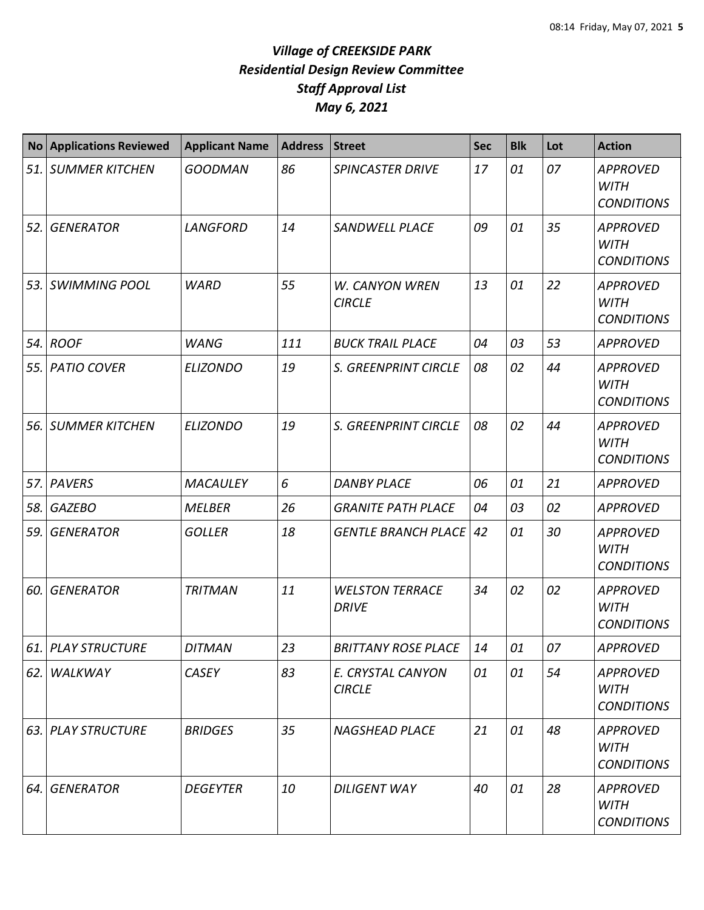# *Village of CREEKSIDE PARK*
## *Residential Design Review Committee*
## *Staff Approval List*
## *May 6, 2021*

| No | Applications Reviewed | Applicant Name | Address | Street | Sec | Blk | Lot | Action |
|---|---|---|---|---|---|---|---|---|
| *51.* | *SUMMER KITCHEN* | *GOODMAN* | *86* | *SPINCASTER DRIVE* | *17* | *01* | *07* | *APPROVED WITH CONDITIONS* |
| *52.* | *GENERATOR* | *LANGFORD* | *14* | *SANDWELL PLACE* | *09* | *01* | *35* | *APPROVED WITH CONDITIONS* |
| *53.* | *SWIMMING POOL* | *WARD* | *55* | *W. CANYON WREN CIRCLE* | *13* | *01* | *22* | *APPROVED WITH CONDITIONS* |
| *54.* | *ROOF* | *WANG* | *111* | *BUCK TRAIL PLACE* | *04* | *03* | *53* | *APPROVED* |
| *55.* | *PATIO COVER* | *ELIZONDO* | *19* | *S. GREENPRINT CIRCLE* | *08* | *02* | *44* | *APPROVED WITH CONDITIONS* |
| *56.* | *SUMMER KITCHEN* | *ELIZONDO* | *19* | *S. GREENPRINT CIRCLE* | *08* | *02* | *44* | *APPROVED WITH CONDITIONS* |
| *57.* | *PAVERS* | *MACAULEY* | *6* | *DANBY PLACE* | *06* | *01* | *21* | *APPROVED* |
| *58.* | *GAZEBO* | *MELBER* | *26* | *GRANITE PATH PLACE* | *04* | *03* | *02* | *APPROVED* |
| *59.* | *GENERATOR* | *GOLLER* | *18* | *GENTLE BRANCH PLACE* | *42* | *01* | *30* | *APPROVED WITH CONDITIONS* |
| *60.* | *GENERATOR* | *TRITMAN* | *11* | *WELSTON TERRACE DRIVE* | *34* | *02* | *02* | *APPROVED WITH CONDITIONS* |
| *61.* | *PLAY STRUCTURE* | *DITMAN* | *23* | *BRITTANY ROSE PLACE* | *14* | *01* | *07* | *APPROVED* |
| *62.* | *WALKWAY* | *CASEY* | *83* | *E. CRYSTAL CANYON CIRCLE* | *01* | *01* | *54* | *APPROVED WITH CONDITIONS* |
| *63.* | *PLAY STRUCTURE* | *BRIDGES* | *35* | *NAGSHEAD PLACE* | *21* | *01* | *48* | *APPROVED WITH CONDITIONS* |
| *64.* | *GENERATOR* | *DEGEYTER* | *10* | *DILIGENT WAY* | *40* | *01* | *28* | *APPROVED WITH CONDITIONS* |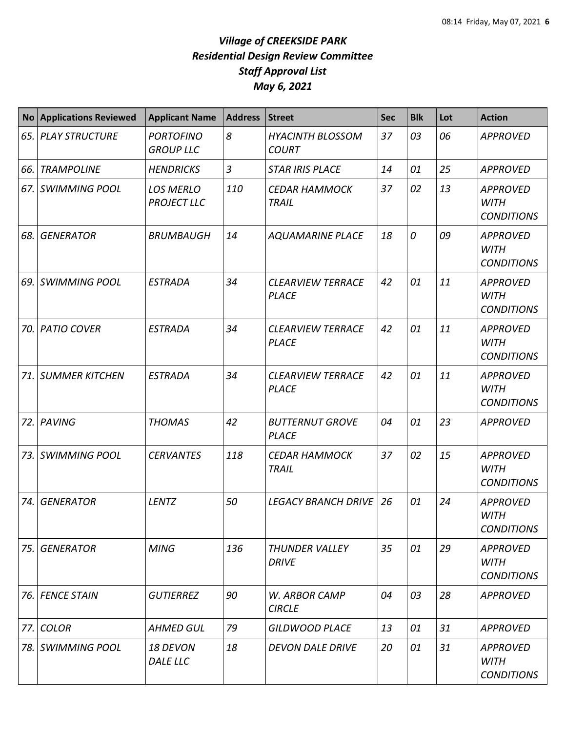# *Village of CREEKSIDE PARK*
## *Residential Design Review Committee*
## *Staff Approval List*
## *May 6, 2021*

| No | Applications Reviewed | Applicant Name | Address | Street | Sec | Blk | Lot | Action |
|---|---|---|---|---|---|---|---|---|
| *65.* | *PLAY STRUCTURE* | *PORTOFINO GROUP LLC* | *8* | *HYACINTH BLOSSOM COURT* | *37* | *03* | *06* | *APPROVED* |
| *66.* | *TRAMPOLINE* | *HENDRICKS* | *3* | *STAR IRIS PLACE* | *14* | *01* | *25* | *APPROVED* |
| *67.* | *SWIMMING POOL* | *LOS MERLO PROJECT LLC* | *110* | *CEDAR HAMMOCK TRAIL* | *37* | *02* | *13* | *APPROVED WITH CONDITIONS* |
| *68.* | *GENERATOR* | *BRUMBAUGH* | *14* | *AQUAMARINE PLACE* | *18* | *0* | *09* | *APPROVED WITH CONDITIONS* |
| *69.* | *SWIMMING POOL* | *ESTRADA* | *34* | *CLEARVIEW TERRACE PLACE* | *42* | *01* | *11* | *APPROVED WITH CONDITIONS* |
| *70.* | *PATIO COVER* | *ESTRADA* | *34* | *CLEARVIEW TERRACE PLACE* | *42* | *01* | *11* | *APPROVED WITH CONDITIONS* |
| *71.* | *SUMMER KITCHEN* | *ESTRADA* | *34* | *CLEARVIEW TERRACE PLACE* | *42* | *01* | *11* | *APPROVED WITH CONDITIONS* |
| *72.* | *PAVING* | *THOMAS* | *42* | *BUTTERNUT GROVE PLACE* | *04* | *01* | *23* | *APPROVED* |
| *73.* | *SWIMMING POOL* | *CERVANTES* | *118* | *CEDAR HAMMOCK TRAIL* | *37* | *02* | *15* | *APPROVED WITH CONDITIONS* |
| *74.* | *GENERATOR* | *LENTZ* | *50* | *LEGACY BRANCH DRIVE* | *26* | *01* | *24* | *APPROVED WITH CONDITIONS* |
| *75.* | *GENERATOR* | *MING* | *136* | *THUNDER VALLEY DRIVE* | *35* | *01* | *29* | *APPROVED WITH CONDITIONS* |
| *76.* | *FENCE STAIN* | *GUTIERREZ* | *90* | *W. ARBOR CAMP CIRCLE* | *04* | *03* | *28* | *APPROVED* |
| *77.* | *COLOR* | *AHMED GUL* | *79* | *GILDWOOD PLACE* | *13* | *01* | *31* | *APPROVED* |
| *78.* | *SWIMMING POOL* | *18 DEVON DALE LLC* | *18* | *DEVON DALE DRIVE* | *20* | *01* | *31* | *APPROVED WITH CONDITIONS* |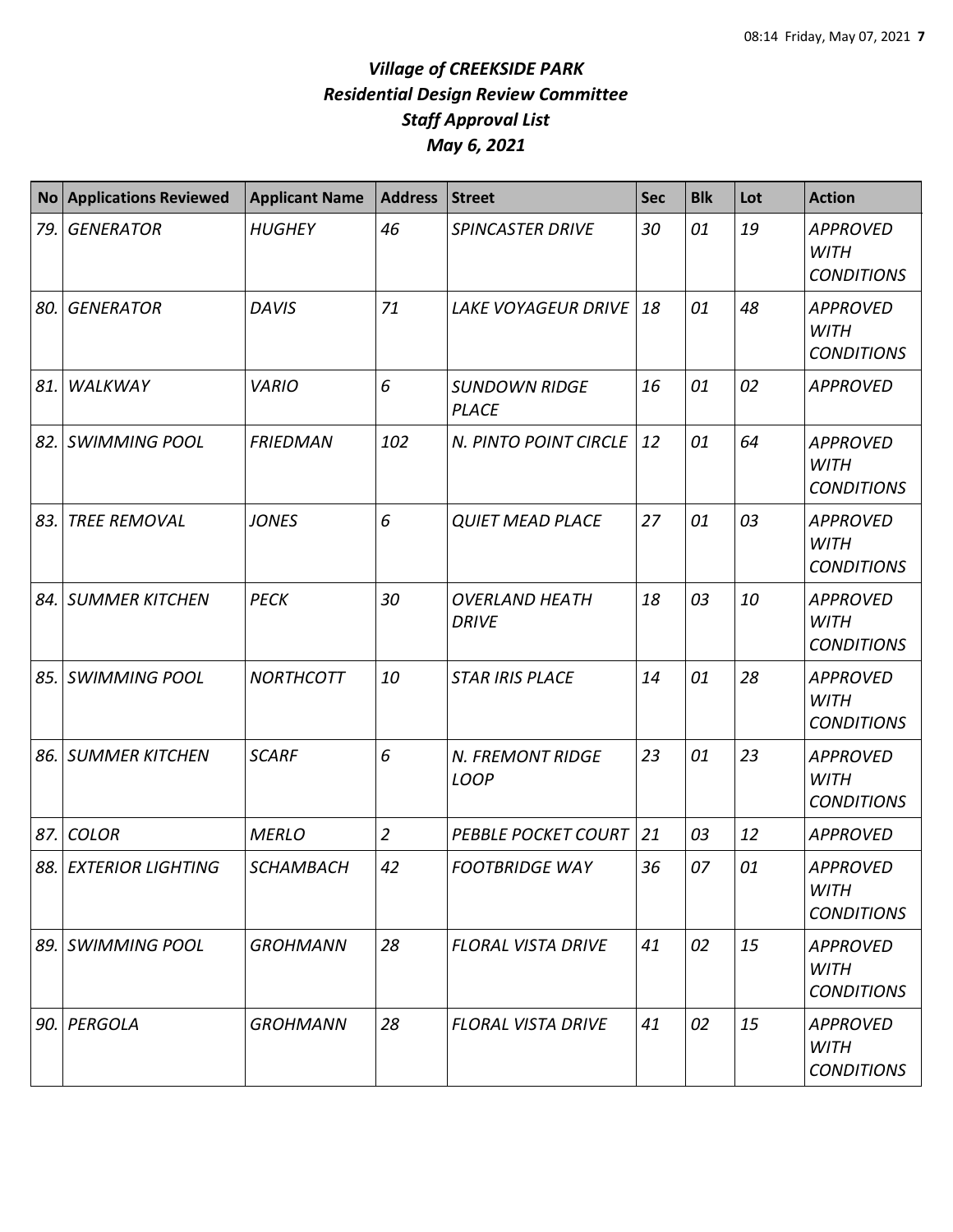# *Village of CREEKSIDE PARK*
## *Residential Design Review Committee*
## *Staff Approval List*
## *May 6, 2021*

| No | Applications Reviewed | Applicant Name | Address | Street | Sec | Blk | Lot | Action |
|---|---|---|---|---|---|---|---|---|
| *79.* | *GENERATOR* | *HUGHEY* | *46* | *SPINCASTER DRIVE* | *30* | *01* | *19* | *APPROVED WITH CONDITIONS* |
| *80.* | *GENERATOR* | *DAVIS* | *71* | *LAKE VOYAGEUR DRIVE* | *18* | *01* | *48* | *APPROVED WITH CONDITIONS* |
| *81.* | *WALKWAY* | *VARIO* | *6* | *SUNDOWN RIDGE PLACE* | *16* | *01* | *02* | *APPROVED* |
| *82.* | *SWIMMING POOL* | *FRIEDMAN* | *102* | *N. PINTO POINT CIRCLE* | *12* | *01* | *64* | *APPROVED WITH CONDITIONS* |
| *83.* | *TREE REMOVAL* | *JONES* | *6* | *QUIET MEAD PLACE* | *27* | *01* | *03* | *APPROVED WITH CONDITIONS* |
| *84.* | *SUMMER KITCHEN* | *PECK* | *30* | *OVERLAND HEATH DRIVE* | *18* | *03* | *10* | *APPROVED WITH CONDITIONS* |
| *85.* | *SWIMMING POOL* | *NORTHCOTT* | *10* | *STAR IRIS PLACE* | *14* | *01* | *28* | *APPROVED WITH CONDITIONS* |
| *86.* | *SUMMER KITCHEN* | *SCARF* | *6* | *N. FREMONT RIDGE LOOP* | *23* | *01* | *23* | *APPROVED WITH CONDITIONS* |
| *87.* | *COLOR* | *MERLO* | *2* | *PEBBLE POCKET COURT* | *21* | *03* | *12* | *APPROVED* |
| *88.* | *EXTERIOR LIGHTING* | *SCHAMBACH* | *42* | *FOOTBRIDGE WAY* | *36* | *07* | *01* | *APPROVED WITH CONDITIONS* |
| *89.* | *SWIMMING POOL* | *GROHMANN* | *28* | *FLORAL VISTA DRIVE* | *41* | *02* | *15* | *APPROVED WITH CONDITIONS* |
| *90.* | *PERGOLA* | *GROHMANN* | *28* | *FLORAL VISTA DRIVE* | *41* | *02* | *15* | *APPROVED WITH CONDITIONS* |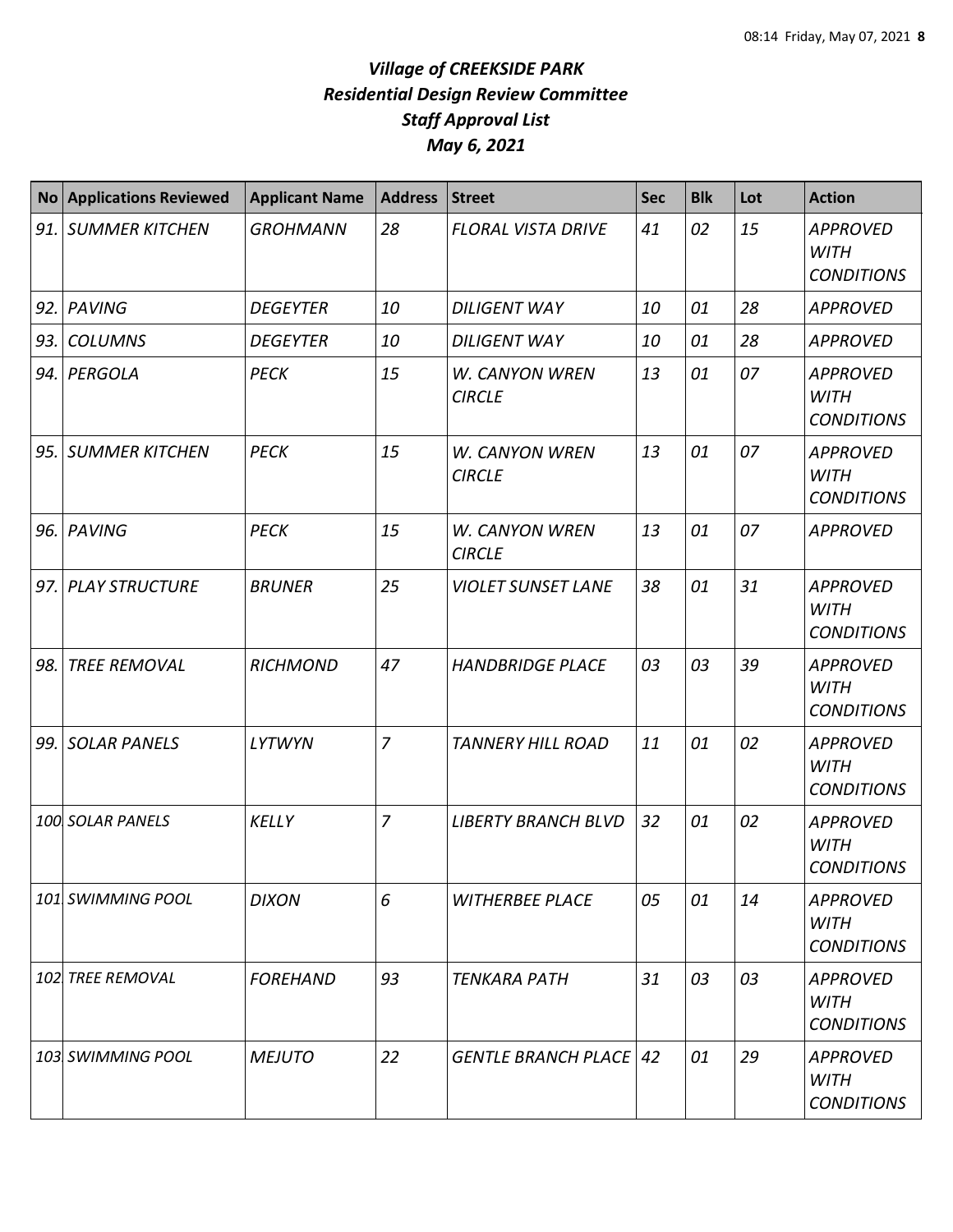# *Village of CREEKSIDE PARK*
## *Residential Design Review Committee*
## *Staff Approval List*
## *May 6, 2021*

| No | Applications Reviewed | Applicant Name | Address | Street | Sec | Blk | Lot | Action |
|---|---|---|---|---|---|---|---|---|
| 91. | SUMMER KITCHEN | GROHMANN | 28 | FLORAL VISTA DRIVE | 41 | 02 | 15 | APPROVED WITH CONDITIONS |
| 92. | PAVING | DEGEYTER | 10 | DILIGENT WAY | 10 | 01 | 28 | APPROVED |
| 93. | COLUMNS | DEGEYTER | 10 | DILIGENT WAY | 10 | 01 | 28 | APPROVED |
| 94. | PERGOLA | PECK | 15 | W. CANYON WREN CIRCLE | 13 | 01 | 07 | APPROVED WITH CONDITIONS |
| 95. | SUMMER KITCHEN | PECK | 15 | W. CANYON WREN CIRCLE | 13 | 01 | 07 | APPROVED WITH CONDITIONS |
| 96. | PAVING | PECK | 15 | W. CANYON WREN CIRCLE | 13 | 01 | 07 | APPROVED |
| 97. | PLAY STRUCTURE | BRUNER | 25 | VIOLET SUNSET LANE | 38 | 01 | 31 | APPROVED WITH CONDITIONS |
| 98. | TREE REMOVAL | RICHMOND | 47 | HANDBRIDGE PLACE | 03 | 03 | 39 | APPROVED WITH CONDITIONS |
| 99. | SOLAR PANELS | LYTWYN | 7 | TANNERY HILL ROAD | 11 | 01 | 02 | APPROVED WITH CONDITIONS |
| 100. | SOLAR PANELS | KELLY | 7 | LIBERTY BRANCH BLVD | 32 | 01 | 02 | APPROVED WITH CONDITIONS |
| 101. | SWIMMING POOL | DIXON | 6 | WITHERBEE PLACE | 05 | 01 | 14 | APPROVED WITH CONDITIONS |
| 102. | TREE REMOVAL | FOREHAND | 93 | TENKARA PATH | 31 | 03 | 03 | APPROVED WITH CONDITIONS |
| 103. | SWIMMING POOL | MEJUTO | 22 | GENTLE BRANCH PLACE | 42 | 01 | 29 | APPROVED WITH CONDITIONS |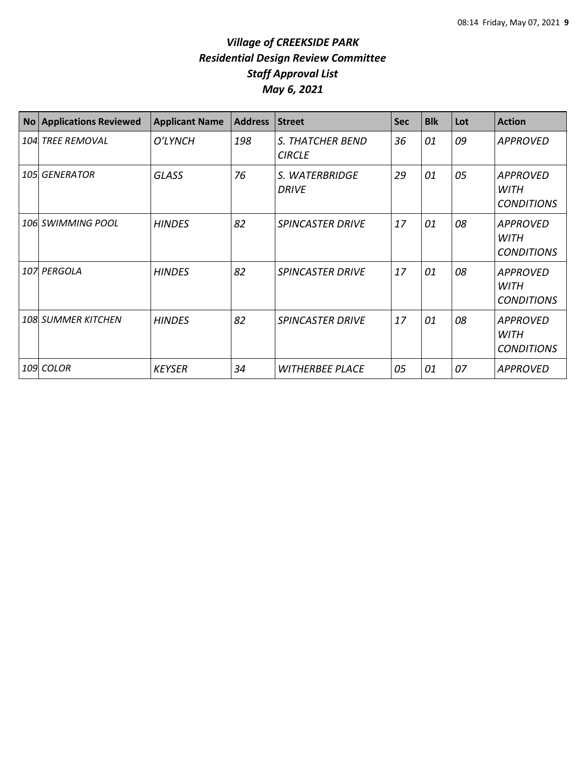# *Village of CREEKSIDE PARK*
## *Residential Design Review Committee*
## *Staff Approval List*
## *May 6, 2021*

| No | Applications Reviewed | Applicant Name | Address | Street | Sec | Blk | Lot | Action |
|---|---|---|---|---|---|---|---|---|
| *104.* | *TREE REMOVAL* | *O'LYNCH* | *198* | *S. THATCHER BEND CIRCLE* | *36* | *01* | *09* | *APPROVED* |
| *105.* | *GENERATOR* | *GLASS* | *76* | *S. WATERBRIDGE DRIVE* | *29* | *01* | *05* | *APPROVED WITH CONDITIONS* |
| *106.* | *SWIMMING POOL* | *HINDES* | *82* | *SPINCASTER DRIVE* | *17* | *01* | *08* | *APPROVED WITH CONDITIONS* |
| *107.* | *PERGOLA* | *HINDES* | *82* | *SPINCASTER DRIVE* | *17* | *01* | *08* | *APPROVED WITH CONDITIONS* |
| *108.* | *SUMMER KITCHEN* | *HINDES* | *82* | *SPINCASTER DRIVE* | *17* | *01* | *08* | *APPROVED WITH CONDITIONS* |
| *109.* | *COLOR* | *KEYSER* | *34* | *WITHERBEE PLACE* | *05* | *01* | *07* | *APPROVED* |